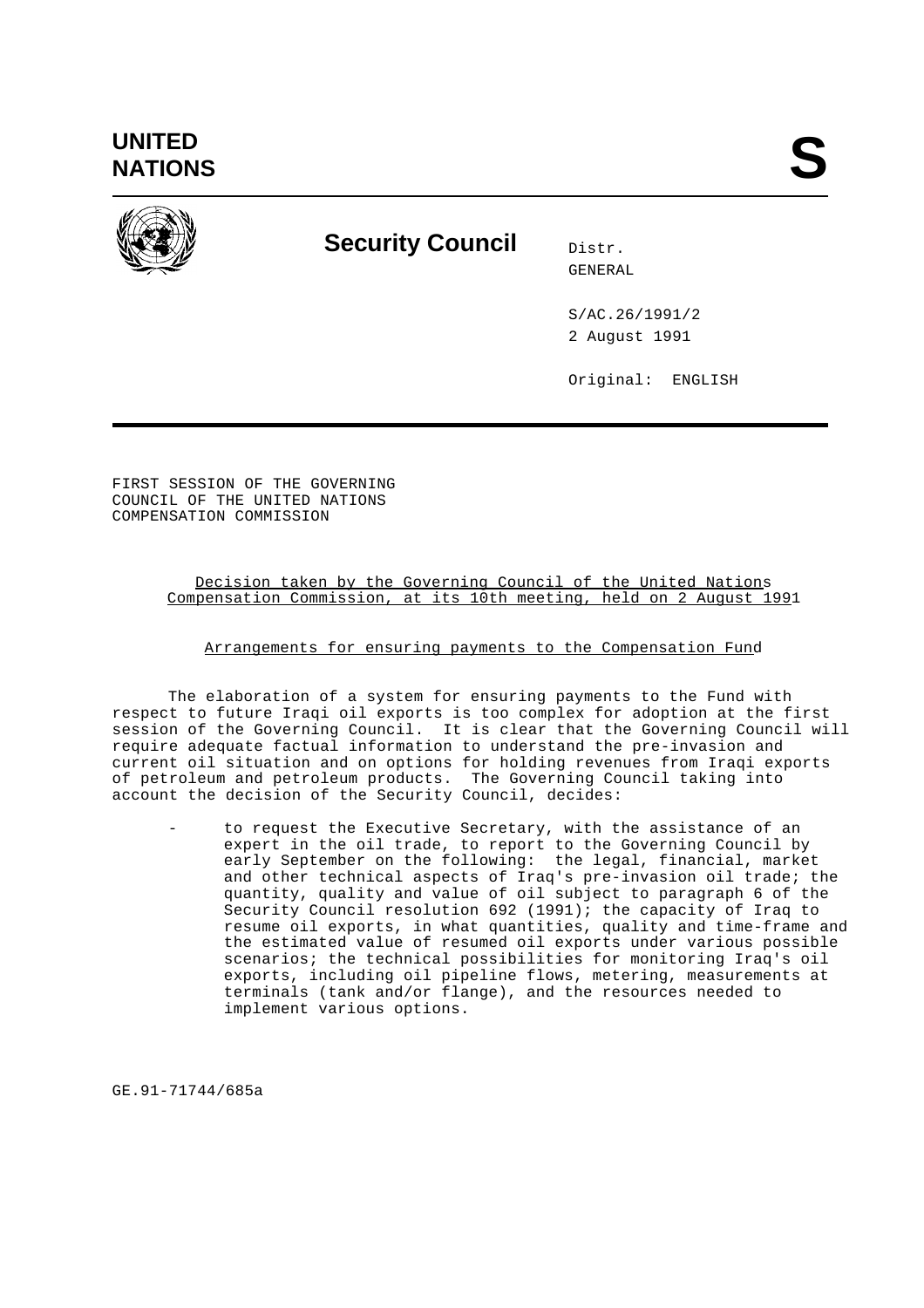# UNITED NATIONS

**S**

## Security Council

Distr.
GENERAL

S/AC.26/1991/2
2 August 1991

Original: ENGLISH

FIRST SESSION OF THE GOVERNING
COUNCIL OF THE UNITED NATIONS
COMPENSATION COMMISSION

Decision taken by the Governing Council of the United Nations Compensation Commission, at its 10th meeting, held on 2 August 1991

Arrangements for ensuring payments to the Compensation Fund

The elaboration of a system for ensuring payments to the Fund with respect to future Iraqi oil exports is too complex for adoption at the first session of the Governing Council. It is clear that the Governing Council will require adequate factual information to understand the pre-invasion and current oil situation and on options for holding revenues from Iraqi exports of petroleum and petroleum products. The Governing Council taking into account the decision of the Security Council, decides:

- to request the Executive Secretary, with the assistance of an expert in the oil trade, to report to the Governing Council by early September on the following: the legal, financial, market and other technical aspects of Iraq's pre-invasion oil trade; the quantity, quality and value of oil subject to paragraph 6 of the Security Council resolution 692 (1991); the capacity of Iraq to resume oil exports, in what quantities, quality and time-frame and the estimated value of resumed oil exports under various possible scenarios; the technical possibilities for monitoring Iraq's oil exports, including oil pipeline flows, metering, measurements at terminals (tank and/or flange), and the resources needed to implement various options.

GE.91-71744/685a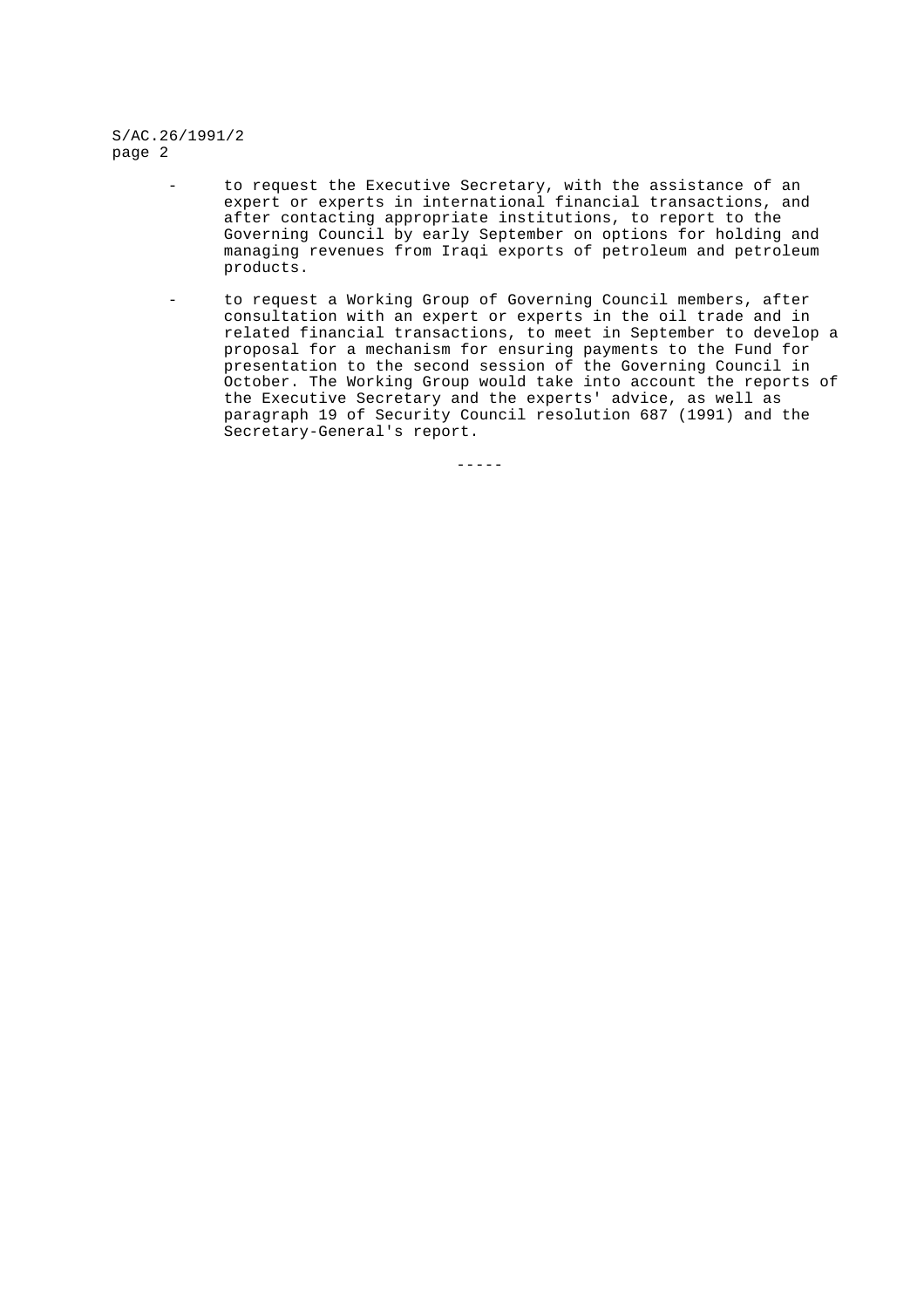- to request the Executive Secretary, with the assistance of an expert or experts in international financial transactions, and after contacting appropriate institutions, to report to the Governing Council by early September on options for holding and managing revenues from Iraqi exports of petroleum and petroleum products.

- to request a Working Group of Governing Council members, after consultation with an expert or experts in the oil trade and in related financial transactions, to meet in September to develop a proposal for a mechanism for ensuring payments to the Fund for presentation to the second session of the Governing Council in October. The Working Group would take into account the reports of the Executive Secretary and the experts' advice, as well as paragraph 19 of Security Council resolution 687 (1991) and the Secretary-General's report.

-----